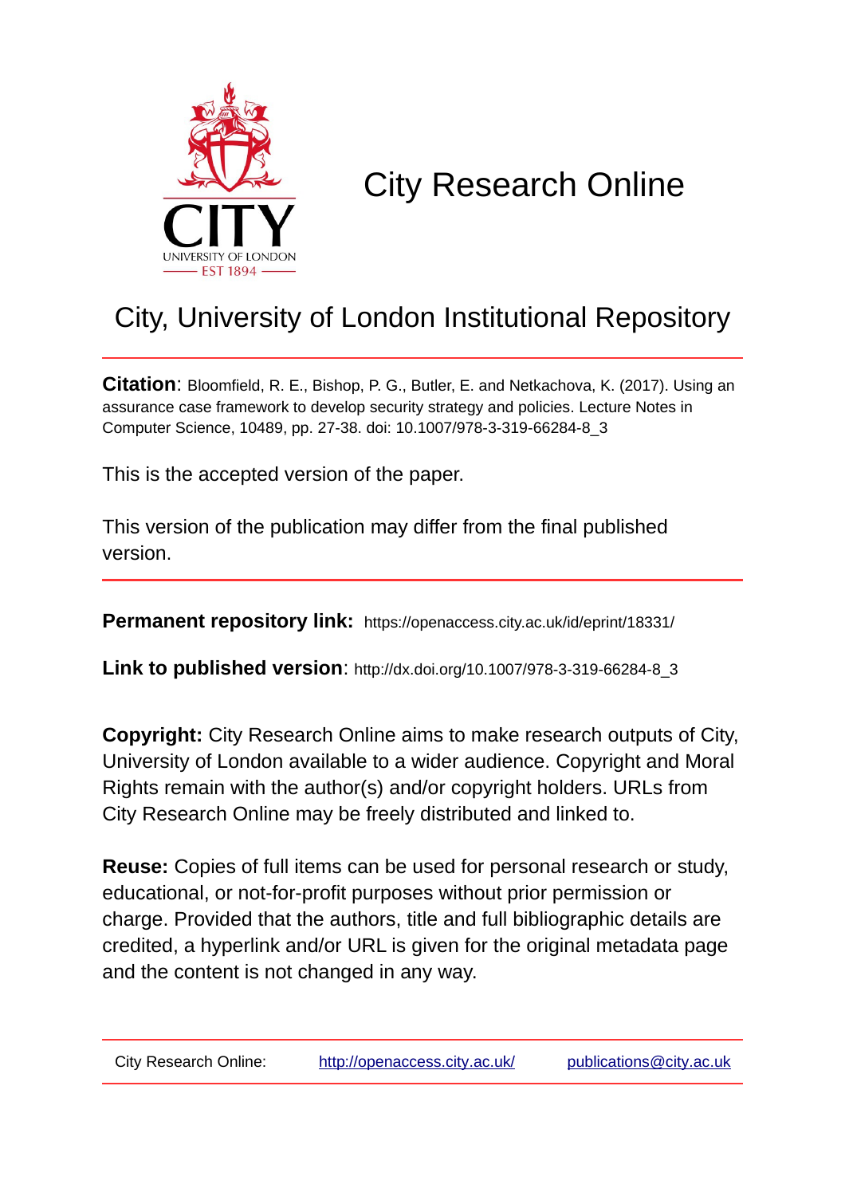# City Research Online

## City, University of London Institutional Repository

**Citation**: Bloomfield, R. E., Bishop, P. G., Butler, E. and Netkachova, K. (2017). Using an assurance case framework to develop security strategy and policies. Lecture Notes in Computer Science, 10489, pp. 27-38. doi: 10.1007/978-3-319-66284-8_3

This is the accepted version of the paper.

This version of the publication may differ from the final published version.

**Permanent repository link:** https://openaccess.city.ac.uk/id/eprint/18331/

**Link to published version**: http://dx.doi.org/10.1007/978-3-319-66284-8_3

**Copyright:** City Research Online aims to make research outputs of City, University of London available to a wider audience. Copyright and Moral Rights remain with the author(s) and/or copyright holders. URLs from City Research Online may be freely distributed and linked to.

**Reuse:** Copies of full items can be used for personal research or study, educational, or not-for-profit purposes without prior permission or charge. Provided that the authors, title and full bibliographic details are credited, a hyperlink and/or URL is given for the original metadata page and the content is not changed in any way.

City Research Online: http://openaccess.city.ac.uk/ publications@city.ac.uk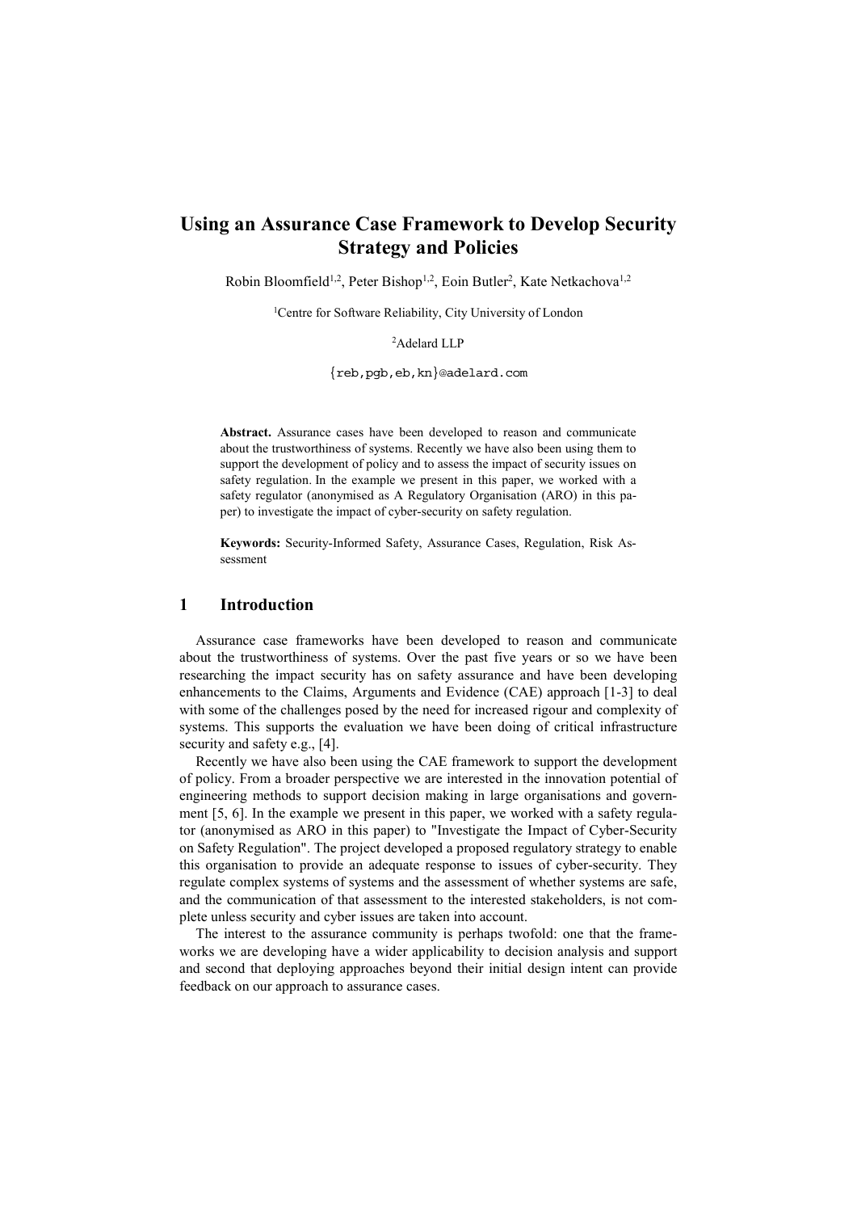# Using an Assurance Case Framework to Develop Security Strategy and Policies

Robin Bloomfield[1,2], Peter Bishop[1,2], Eoin Butler[2], Kate Netkachova[1,2]

[1]Centre for Software Reliability, City University of London

[2]Adelard LLP

{reb,pgb,eb,kn}@adelard.com

**Abstract.** Assurance cases have been developed to reason and communicate about the trustworthiness of systems. Recently we have also been using them to support the development of policy and to assess the impact of security issues on safety regulation. In the example we present in this paper, we worked with a safety regulator (anonymised as A Regulatory Organisation (ARO) in this paper) to investigate the impact of cyber-security on safety regulation.

**Keywords:** Security-Informed Safety, Assurance Cases, Regulation, Risk Assessment

## 1 Introduction

Assurance case frameworks have been developed to reason and communicate about the trustworthiness of systems. Over the past five years or so we have been researching the impact security has on safety assurance and have been developing enhancements to the Claims, Arguments and Evidence (CAE) approach [1-3] to deal with some of the challenges posed by the need for increased rigour and complexity of systems. This supports the evaluation we have been doing of critical infrastructure security and safety e.g., [4].

Recently we have also been using the CAE framework to support the development of policy. From a broader perspective we are interested in the innovation potential of engineering methods to support decision making in large organisations and government [5, 6]. In the example we present in this paper, we worked with a safety regulator (anonymised as ARO in this paper) to "Investigate the Impact of Cyber-Security on Safety Regulation". The project developed a proposed regulatory strategy to enable this organisation to provide an adequate response to issues of cyber-security. They regulate complex systems of systems and the assessment of whether systems are safe, and the communication of that assessment to the interested stakeholders, is not complete unless security and cyber issues are taken into account.

The interest to the assurance community is perhaps twofold: one that the frameworks we are developing have a wider applicability to decision analysis and support and second that deploying approaches beyond their initial design intent can provide feedback on our approach to assurance cases.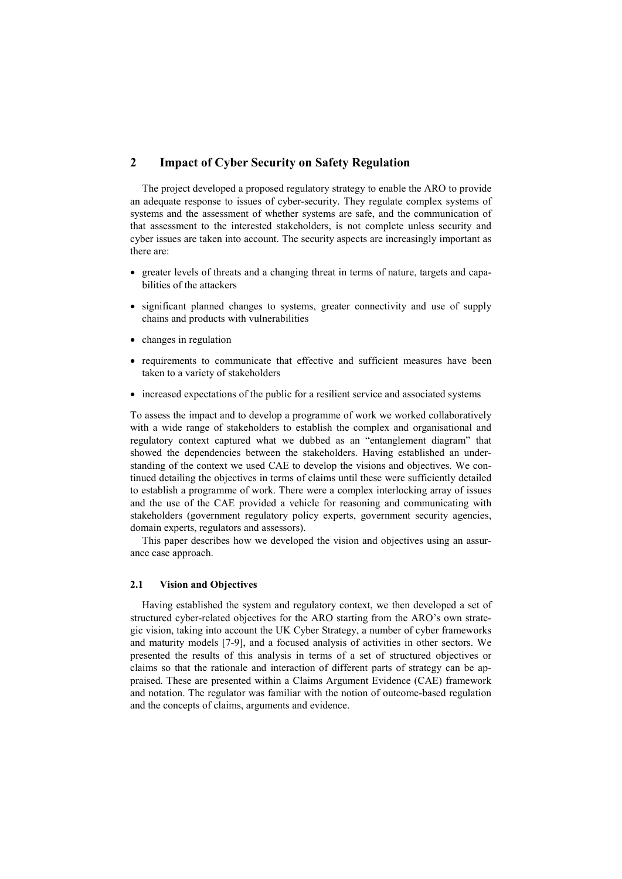## 2 Impact of Cyber Security on Safety Regulation

The project developed a proposed regulatory strategy to enable the ARO to provide an adequate response to issues of cyber-security. They regulate complex systems of systems and the assessment of whether systems are safe, and the communication of that assessment to the interested stakeholders, is not complete unless security and cyber issues are taken into account. The security aspects are increasingly important as there are:

- greater levels of threats and a changing threat in terms of nature, targets and capabilities of the attackers
- significant planned changes to systems, greater connectivity and use of supply chains and products with vulnerabilities
- changes in regulation
- requirements to communicate that effective and sufficient measures have been taken to a variety of stakeholders
- increased expectations of the public for a resilient service and associated systems

To assess the impact and to develop a programme of work we worked collaboratively with a wide range of stakeholders to establish the complex and organisational and regulatory context captured what we dubbed as an "entanglement diagram" that showed the dependencies between the stakeholders. Having established an understanding of the context we used CAE to develop the visions and objectives. We continued detailing the objectives in terms of claims until these were sufficiently detailed to establish a programme of work. There were a complex interlocking array of issues and the use of the CAE provided a vehicle for reasoning and communicating with stakeholders (government regulatory policy experts, government security agencies, domain experts, regulators and assessors).

This paper describes how we developed the vision and objectives using an assurance case approach.

### 2.1 Vision and Objectives

Having established the system and regulatory context, we then developed a set of structured cyber-related objectives for the ARO starting from the ARO's own strategic vision, taking into account the UK Cyber Strategy, a number of cyber frameworks and maturity models [7-9], and a focused analysis of activities in other sectors. We presented the results of this analysis in terms of a set of structured objectives or claims so that the rationale and interaction of different parts of strategy can be appraised. These are presented within a Claims Argument Evidence (CAE) framework and notation. The regulator was familiar with the notion of outcome-based regulation and the concepts of claims, arguments and evidence.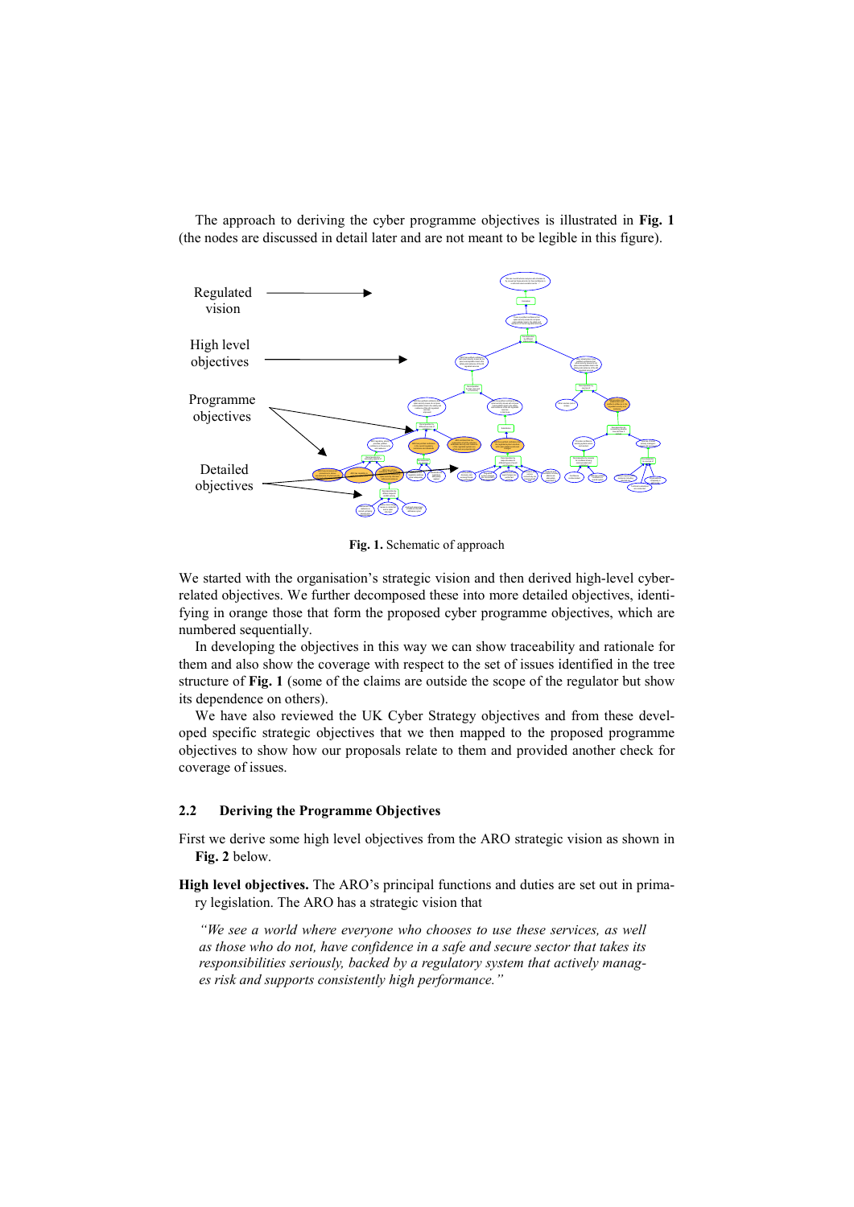The approach to deriving the cyber programme objectives is illustrated in **Fig. 1** (the nodes are discussed in detail later and are not meant to be legible in this figure).

Regulated vision

High level objectives

Programme objectives

Detailed objectives

**Fig. 1.** Schematic of approach

We started with the organisation's strategic vision and then derived high-level cyber-related objectives. We further decomposed these into more detailed objectives, identifying in orange those that form the proposed cyber programme objectives, which are numbered sequentially.

In developing the objectives in this way we can show traceability and rationale for them and also show the coverage with respect to the set of issues identified in the tree structure of **Fig. 1** (some of the claims are outside the scope of the regulator but show its dependence on others).

We have also reviewed the UK Cyber Strategy objectives and from these developed specific strategic objectives that we then mapped to the proposed programme objectives to show how our proposals relate to them and provided another check for coverage of issues.

### 2.2 Deriving the Programme Objectives

First we derive some high level objectives from the ARO strategic vision as shown in **Fig. 2** below.

**High level objectives.** The ARO's principal functions and duties are set out in primary legislation. The ARO has a strategic vision that

> *"We see a world where everyone who chooses to use these services, as well as those who do not, have confidence in a safe and secure sector that takes its responsibilities seriously, backed by a regulatory system that actively manages risk and supports consistently high performance."*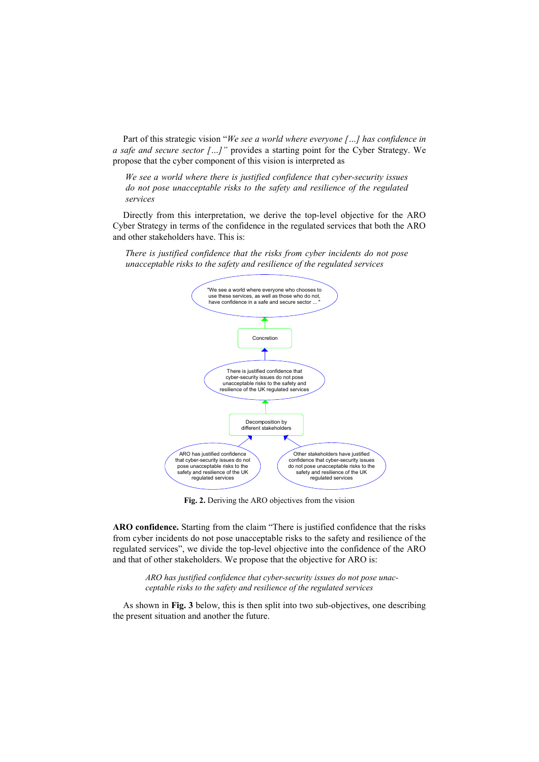Part of this strategic vision "*We see a world where everyone […] has confidence in a safe and secure sector […]*" provides a starting point for the Cyber Strategy. We propose that the cyber component of this vision is interpreted as

> *We see a world where there is justified confidence that cyber-security issues do not pose unacceptable risks to the safety and resilience of the regulated services*

Directly from this interpretation, we derive the top-level objective for the ARO Cyber Strategy in terms of the confidence in the regulated services that both the ARO and other stakeholders have. This is:

> *There is justified confidence that the risks from cyber incidents do not pose unacceptable risks to the safety and resilience of the regulated services*

"We see a world where everyone who chooses to use these services, as well as those who do not, have confidence in a safe and secure sector ... "

Concretion

There is justified confidence that cyber-security issues do not pose unacceptable risks to the safety and resilience of the UK regulated services

Decomposition by different stakeholders

ARO has justified confidence that cyber-security issues do not pose unacceptable risks to the safety and resilience of the UK regulated services

Other stakeholders have justified confidence that cyber-security issues do not pose unacceptable risks to the safety and resilience of the UK regulated services

**Fig. 2.** Deriving the ARO objectives from the vision

**ARO confidence.** Starting from the claim "There is justified confidence that the risks from cyber incidents do not pose unacceptable risks to the safety and resilience of the regulated services", we divide the top-level objective into the confidence of the ARO and that of other stakeholders. We propose that the objective for ARO is:

> *ARO has justified confidence that cyber-security issues do not pose unacceptable risks to the safety and resilience of the regulated services*

As shown in **Fig. 3** below, this is then split into two sub-objectives, one describing the present situation and another the future.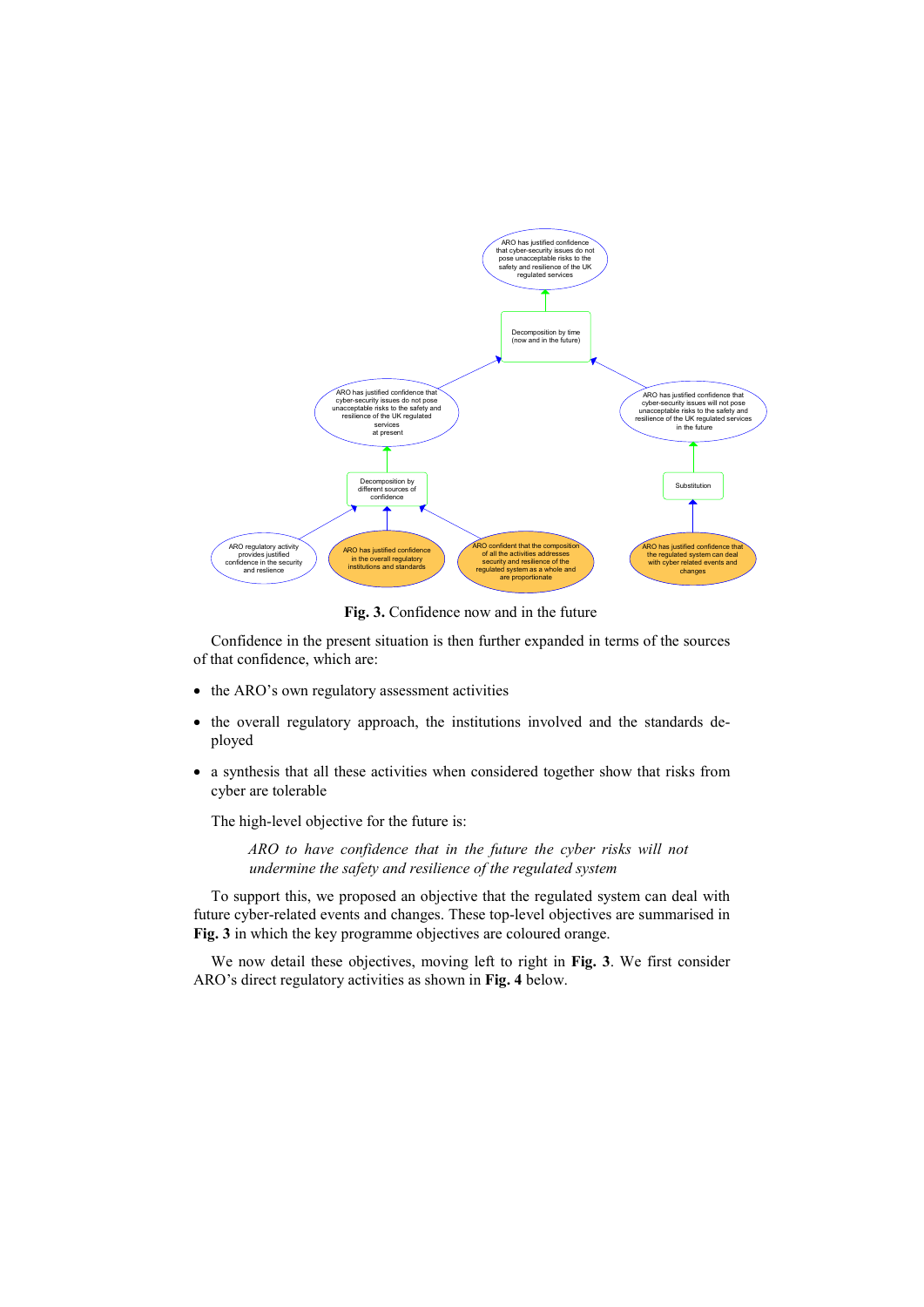ARO has justified confidence that cyber-security issues do not pose unacceptable risks to the safety and resilience of the UK regulated services

Decomposition by time (now and in the future)

ARO has justified confidence that cyber-security issues do not pose unacceptable risks to the safety and resilience of the UK regulated services at present

ARO has justified confidence that cyber-security issues will not pose unacceptable risks to the safety and resilience of the UK regulated services in the future

Decomposition by different sources of confidence

Substitution

ARO regulatory activity provides justified confidence in the security and resilience

ARO has justified confidence in the overall regulatory institutions and standards

ARO confident that the composition of all the activities addresses security and resilience of the regulated system as a whole and are proportionate

ARO has justified confidence that the regulated system can deal with cyber related events and changes

**Fig. 3.** Confidence now and in the future

Confidence in the present situation is then further expanded in terms of the sources of that confidence, which are:

- the ARO's own regulatory assessment activities
- the overall regulatory approach, the institutions involved and the standards deployed
- a synthesis that all these activities when considered together show that risks from cyber are tolerable

The high-level objective for the future is:

> *ARO to have confidence that in the future the cyber risks will not undermine the safety and resilience of the regulated system*

To support this, we proposed an objective that the regulated system can deal with future cyber-related events and changes. These top-level objectives are summarised in **Fig. 3** in which the key programme objectives are coloured orange.

We now detail these objectives, moving left to right in **Fig. 3**. We first consider ARO's direct regulatory activities as shown in **Fig. 4** below.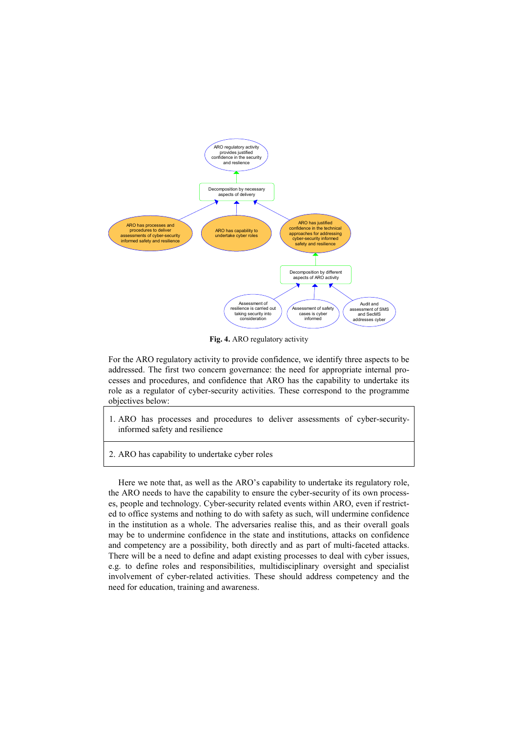ARO regulatory activity provides justified confidence in the security and resilience

Decomposition by necessary aspects of delivery

ARO has processes and procedures to deliver assessments of cyber-security informed safety and resilience

ARO has capability to undertake cyber roles

ARO has justified confidence in the technical approaches for addressing cyber-security informed safety and resilience

Decomposition by different aspects of ARO activity

Assessment of resilience is carried out taking security into consideration

Assessment of safety cases is cyber informed

Audit and assessment of SMS and SecMS addresses cyber

**Fig. 4.** ARO regulatory activity

For the ARO regulatory activity to provide confidence, we identify three aspects to be addressed. The first two concern governance: the need for appropriate internal processes and procedures, and confidence that ARO has the capability to undertake its role as a regulator of cyber-security activities. These correspond to the programme objectives below:

| |
|---|
| 1. ARO has processes and procedures to deliver assessments of cyber-security-informed safety and resilience |
| 2. ARO has capability to undertake cyber roles |

Here we note that, as well as the ARO's capability to undertake its regulatory role, the ARO needs to have the capability to ensure the cyber-security of its own processes, people and technology. Cyber-security related events within ARO, even if restricted to office systems and nothing to do with safety as such, will undermine confidence in the institution as a whole. The adversaries realise this, and as their overall goals may be to undermine confidence in the state and institutions, attacks on confidence and competency are a possibility, both directly and as part of multi-faceted attacks. There will be a need to define and adapt existing processes to deal with cyber issues, e.g. to define roles and responsibilities, multidisciplinary oversight and specialist involvement of cyber-related activities. These should address competency and the need for education, training and awareness.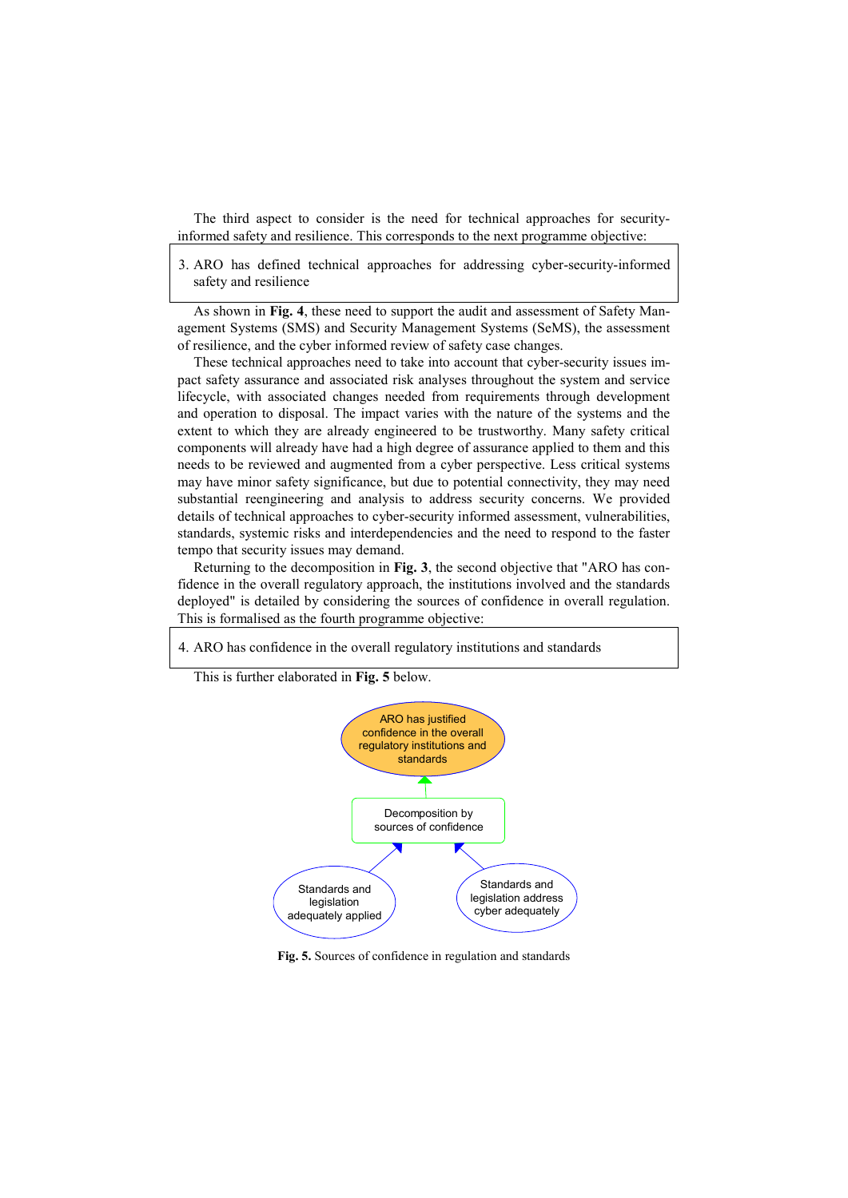The third aspect to consider is the need for technical approaches for security-informed safety and resilience. This corresponds to the next programme objective:

3. ARO has defined technical approaches for addressing cyber-security-informed safety and resilience

As shown in **Fig. 4**, these need to support the audit and assessment of Safety Management Systems (SMS) and Security Management Systems (SeMS), the assessment of resilience, and the cyber informed review of safety case changes.

These technical approaches need to take into account that cyber-security issues impact safety assurance and associated risk analyses throughout the system and service lifecycle, with associated changes needed from requirements through development and operation to disposal. The impact varies with the nature of the systems and the extent to which they are already engineered to be trustworthy. Many safety critical components will already have had a high degree of assurance applied to them and this needs to be reviewed and augmented from a cyber perspective. Less critical systems may have minor safety significance, but due to potential connectivity, they may need substantial reengineering and analysis to address security concerns. We provided details of technical approaches to cyber-security informed assessment, vulnerabilities, standards, systemic risks and interdependencies and the need to respond to the faster tempo that security issues may demand.

Returning to the decomposition in **Fig. 3**, the second objective that "ARO has confidence in the overall regulatory approach, the institutions involved and the standards deployed" is detailed by considering the sources of confidence in overall regulation. This is formalised as the fourth programme objective:

4. ARO has confidence in the overall regulatory institutions and standards

This is further elaborated in **Fig. 5** below.

ARO has justified confidence in the overall regulatory institutions and standards

Decomposition by sources of confidence

Standards and legislation adequately applied

Standards and legislation address cyber adequately

**Fig. 5.** Sources of confidence in regulation and standards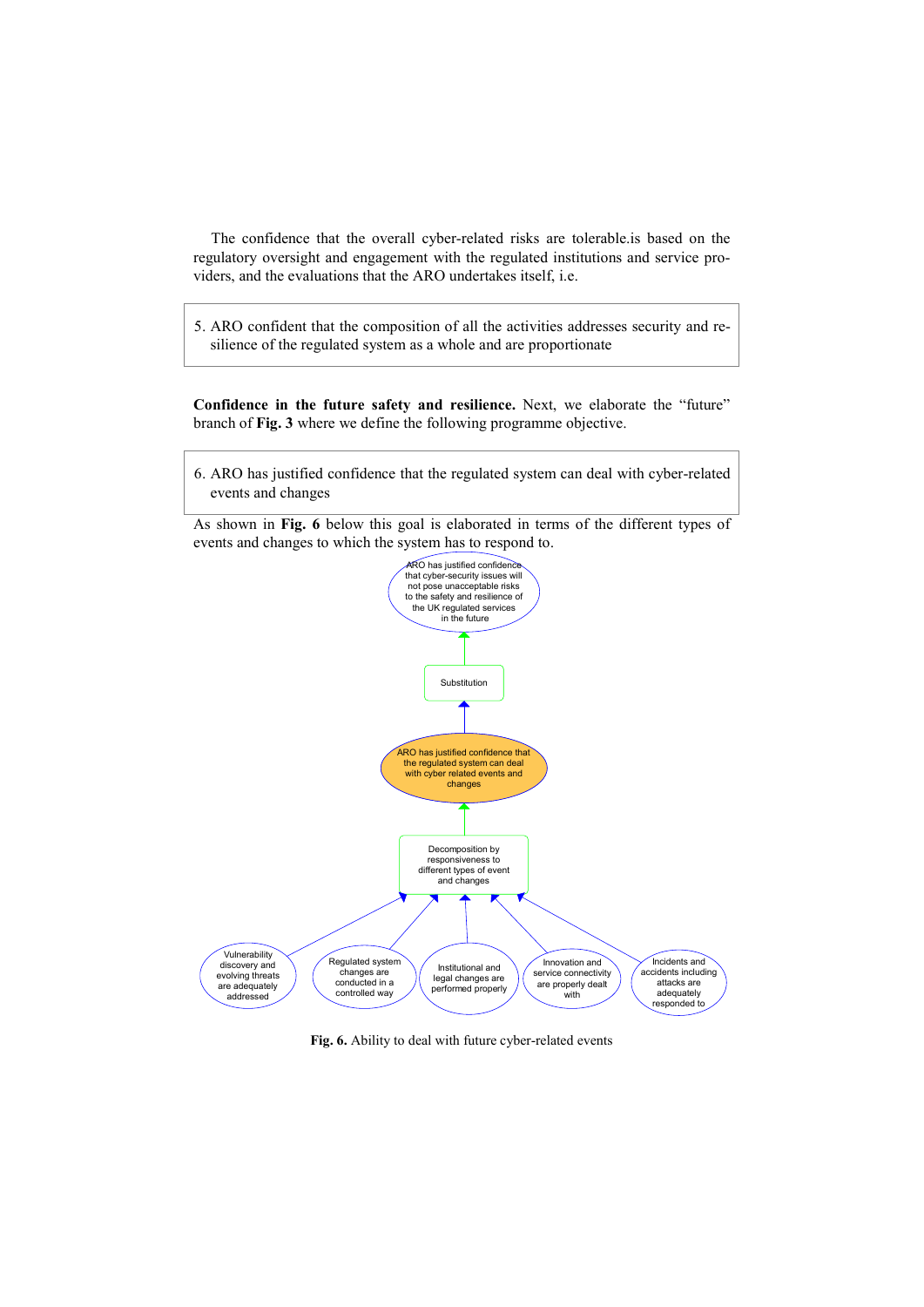The confidence that the overall cyber-related risks are tolerable.is based on the regulatory oversight and engagement with the regulated institutions and service providers, and the evaluations that the ARO undertakes itself, i.e.

> 5. ARO confident that the composition of all the activities addresses security and resilience of the regulated system as a whole and are proportionate

**Confidence in the future safety and resilience.** Next, we elaborate the "future" branch of **Fig. 3** where we define the following programme objective.

> 6. ARO has justified confidence that the regulated system can deal with cyber-related events and changes

As shown in **Fig. 6** below this goal is elaborated in terms of the different types of events and changes to which the system has to respond to.

ARO has justified confidence that cyber-security issues will not pose unacceptable risks to the safety and resilience of the UK regulated services in the future

Substitution

ARO has justified confidence that the regulated system can deal with cyber related events and changes

Decomposition by responsiveness to different types of event and changes

Vulnerability discovery and evolving threats are adequately addressed

Regulated system changes are conducted in a controlled way

Institutional and legal changes are performed properly

Innovation and service connectivity are properly dealt with

Incidents and accidents including attacks are adequately responded to

**Fig. 6.** Ability to deal with future cyber-related events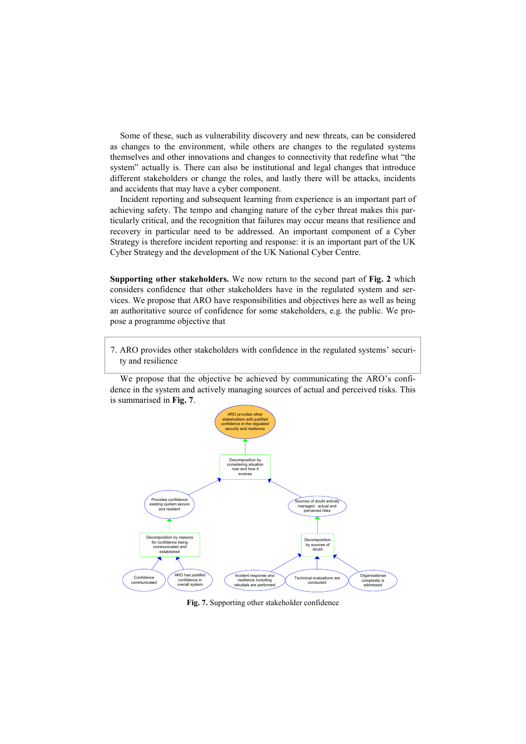Some of these, such as vulnerability discovery and new threats, can be considered as changes to the environment, while others are changes to the regulated systems themselves and other innovations and changes to connectivity that redefine what "the system" actually is. There can also be institutional and legal changes that introduce different stakeholders or change the roles, and lastly there will be attacks, incidents and accidents that may have a cyber component.

Incident reporting and subsequent learning from experience is an important part of achieving safety. The tempo and changing nature of the cyber threat makes this particularly critical, and the recognition that failures may occur means that resilience and recovery in particular need to be addressed. An important component of a Cyber Strategy is therefore incident reporting and response: it is an important part of the UK Cyber Strategy and the development of the UK National Cyber Centre.

**Supporting other stakeholders.** We now return to the second part of **Fig. 2** which considers confidence that other stakeholders have in the regulated system and services. We propose that ARO have responsibilities and objectives here as well as being an authoritative source of confidence for some stakeholders, e.g. the public. We propose a programme objective that

> 7. ARO provides other stakeholders with confidence in the regulated systems' security and resilience

We propose that the objective be achieved by communicating the ARO's confidence in the system and actively managing sources of actual and perceived risks. This is summarised in **Fig. 7**.

ARO provides other stakeholders with justified confidence in the regulated security and resilience

Decomposition by considering situation now and how it evolves

Provides confidence existing system secure and resilient

Sources of doubt actively managed - actual and perceived risks

Decomposition by reasons for confidence being communicated and established

Decomposition by sources of doubt

Confidence communicated

ARO has justified confidence in overall system

Incident response and resilience including rebuttals are performed

Technical evaluations are conducted

Organisational complexity is addressed

**Fig. 7.** Supporting other stakeholder confidence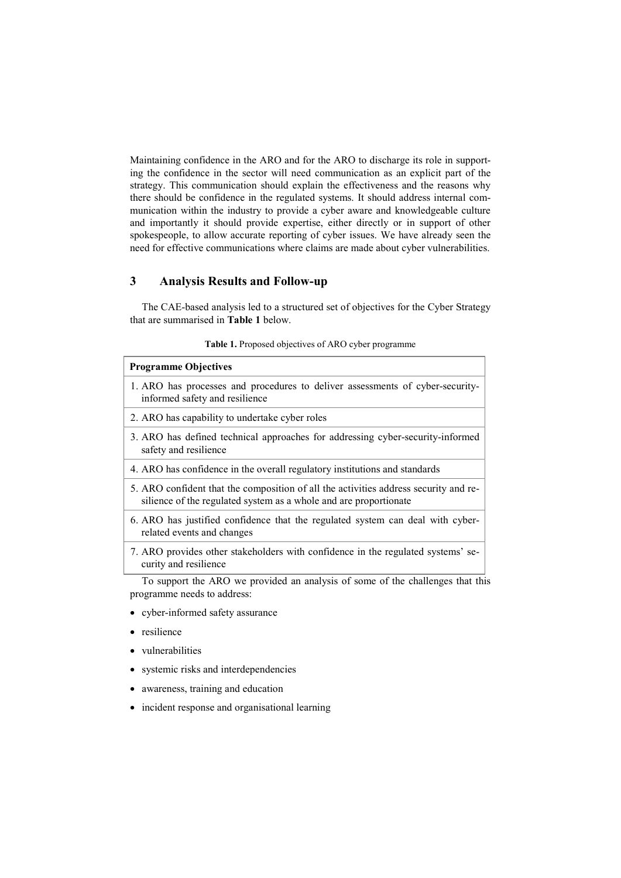Maintaining confidence in the ARO and for the ARO to discharge its role in supporting the confidence in the sector will need communication as an explicit part of the strategy. This communication should explain the effectiveness and the reasons why there should be confidence in the regulated systems. It should address internal communication within the industry to provide a cyber aware and knowledgeable culture and importantly it should provide expertise, either directly or in support of other spokespeople, to allow accurate reporting of cyber issues. We have already seen the need for effective communications where claims are made about cyber vulnerabilities.

## 3 Analysis Results and Follow-up

The CAE-based analysis led to a structured set of objectives for the Cyber Strategy that are summarised in **Table 1** below.

**Table 1.** Proposed objectives of ARO cyber programme

| **Programme Objectives** |
| --- |
| 1. ARO has processes and procedures to deliver assessments of cyber-security-informed safety and resilience |
| 2. ARO has capability to undertake cyber roles |
| 3. ARO has defined technical approaches for addressing cyber-security-informed safety and resilience |
| 4. ARO has confidence in the overall regulatory institutions and standards |
| 5. ARO confident that the composition of all the activities address security and resilience of the regulated system as a whole and are proportionate |
| 6. ARO has justified confidence that the regulated system can deal with cyber-related events and changes |
| 7. ARO provides other stakeholders with confidence in the regulated systems' security and resilience |

To support the ARO we provided an analysis of some of the challenges that this programme needs to address:

- cyber-informed safety assurance
- resilience
- vulnerabilities
- systemic risks and interdependencies
- awareness, training and education
- incident response and organisational learning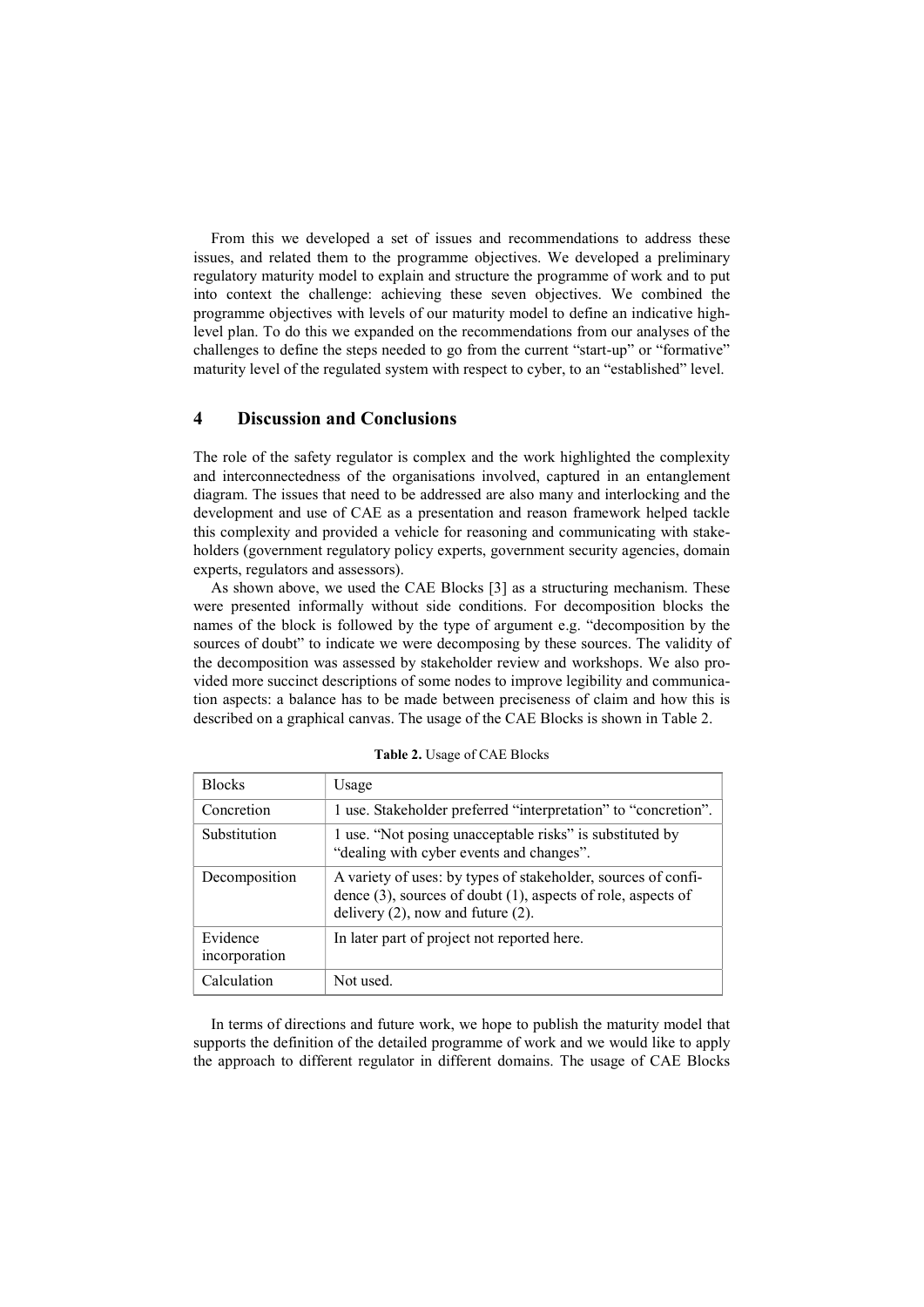From this we developed a set of issues and recommendations to address these issues, and related them to the programme objectives. We developed a preliminary regulatory maturity model to explain and structure the programme of work and to put into context the challenge: achieving these seven objectives. We combined the programme objectives with levels of our maturity model to define an indicative high-level plan. To do this we expanded on the recommendations from our analyses of the challenges to define the steps needed to go from the current "start-up" or "formative" maturity level of the regulated system with respect to cyber, to an "established" level.

## 4 Discussion and Conclusions

The role of the safety regulator is complex and the work highlighted the complexity and interconnectedness of the organisations involved, captured in an entanglement diagram. The issues that need to be addressed are also many and interlocking and the development and use of CAE as a presentation and reason framework helped tackle this complexity and provided a vehicle for reasoning and communicating with stakeholders (government regulatory policy experts, government security agencies, domain experts, regulators and assessors).

As shown above, we used the CAE Blocks [3] as a structuring mechanism. These were presented informally without side conditions. For decomposition blocks the names of the block is followed by the type of argument e.g. "decomposition by the sources of doubt" to indicate we were decomposing by these sources. The validity of the decomposition was assessed by stakeholder review and workshops. We also provided more succinct descriptions of some nodes to improve legibility and communication aspects: a balance has to be made between preciseness of claim and how this is described on a graphical canvas. The usage of the CAE Blocks is shown in Table 2.

**Table 2.** Usage of CAE Blocks

| Blocks | Usage |
|---|---|
| Concretion | 1 use. Stakeholder preferred "interpretation" to "concretion". |
| Substitution | 1 use. "Not posing unacceptable risks" is substituted by "dealing with cyber events and changes". |
| Decomposition | A variety of uses: by types of stakeholder, sources of confidence (3), sources of doubt (1), aspects of role, aspects of delivery (2), now and future (2). |
| Evidence incorporation | In later part of project not reported here. |
| Calculation | Not used. |

In terms of directions and future work, we hope to publish the maturity model that supports the definition of the detailed programme of work and we would like to apply the approach to different regulator in different domains. The usage of CAE Blocks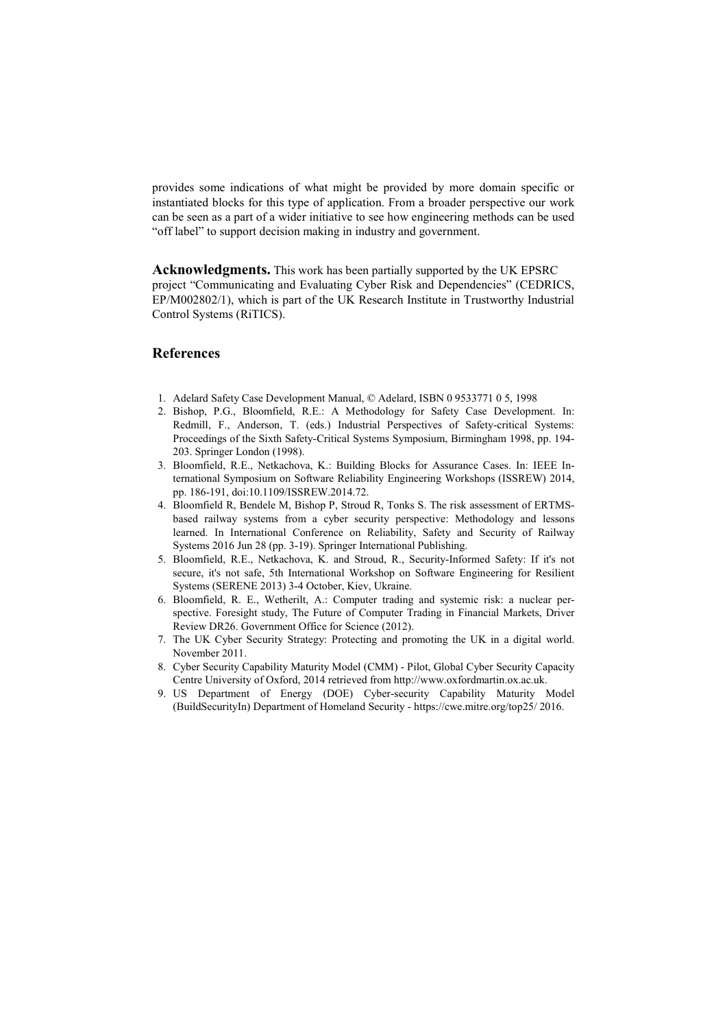provides some indications of what might be provided by more domain specific or instantiated blocks for this type of application. From a broader perspective our work can be seen as a part of a wider initiative to see how engineering methods can be used "off label" to support decision making in industry and government.

**Acknowledgments.** This work has been partially supported by the UK EPSRC project "Communicating and Evaluating Cyber Risk and Dependencies" (CEDRICS, EP/M002802/1), which is part of the UK Research Institute in Trustworthy Industrial Control Systems (RiTICS).

## References

1. Adelard Safety Case Development Manual, © Adelard, ISBN 0 9533771 0 5, 1998
2. Bishop, P.G., Bloomfield, R.E.: A Methodology for Safety Case Development. In: Redmill, F., Anderson, T. (eds.) Industrial Perspectives of Safety-critical Systems: Proceedings of the Sixth Safety-Critical Systems Symposium, Birmingham 1998, pp. 194-203. Springer London (1998).
3. Bloomfield, R.E., Netkachova, K.: Building Blocks for Assurance Cases. In: IEEE International Symposium on Software Reliability Engineering Workshops (ISSREW) 2014, pp. 186-191, doi:10.1109/ISSREW.2014.72.
4. Bloomfield R, Bendele M, Bishop P, Stroud R, Tonks S. The risk assessment of ERTMS-based railway systems from a cyber security perspective: Methodology and lessons learned. In International Conference on Reliability, Safety and Security of Railway Systems 2016 Jun 28 (pp. 3-19). Springer International Publishing.
5. Bloomfield, R.E., Netkachova, K. and Stroud, R., Security-Informed Safety: If it's not secure, it's not safe, 5th International Workshop on Software Engineering for Resilient Systems (SERENE 2013) 3-4 October, Kiev, Ukraine.
6. Bloomfield, R. E., Wetherilt, A.: Computer trading and systemic risk: a nuclear perspective. Foresight study, The Future of Computer Trading in Financial Markets, Driver Review DR26. Government Office for Science (2012).
7. The UK Cyber Security Strategy: Protecting and promoting the UK in a digital world. November 2011.
8. Cyber Security Capability Maturity Model (CMM) - Pilot, Global Cyber Security Capacity Centre University of Oxford, 2014 retrieved from http://www.oxfordmartin.ox.ac.uk.
9. US Department of Energy (DOE) Cyber-security Capability Maturity Model (BuildSecurityIn) Department of Homeland Security - https://cwe.mitre.org/top25/ 2016.